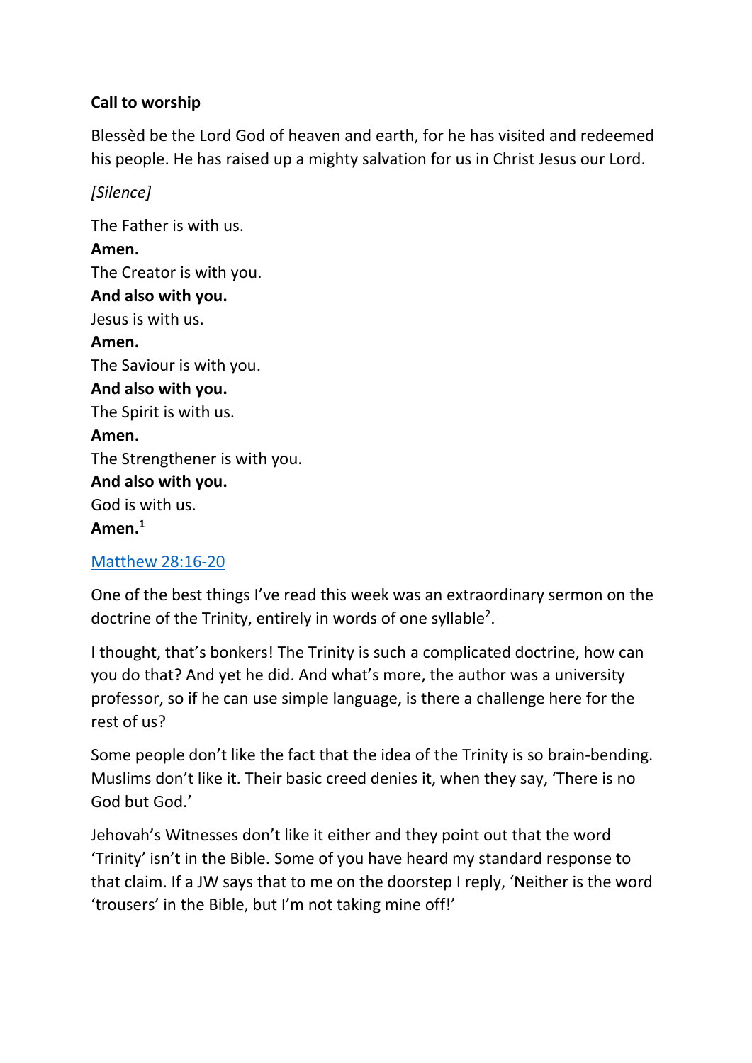**Call to worship**

Blessèd be the Lord God of heaven and earth, for he has visited and redeemed his people. He has raised up a mighty salvation for us in Christ Jesus our Lord.

*[Silence]*

The Father is with us.
**Amen.**
The Creator is with you.
**And also with you.**
Jesus is with us.
**Amen.**
The Saviour is with you.
**And also with you.**
The Spirit is with us.
**Amen.**
The Strengthener is with you.
**And also with you.**
God is with us.
**Amen.**[1]

Matthew 28:16-20

One of the best things I've read this week was an extraordinary sermon on the doctrine of the Trinity, entirely in words of one syllable[2].

I thought, that's bonkers! The Trinity is such a complicated doctrine, how can you do that? And yet he did. And what's more, the author was a university professor, so if he can use simple language, is there a challenge here for the rest of us?

Some people don't like the fact that the idea of the Trinity is so brain-bending. Muslims don't like it. Their basic creed denies it, when they say, 'There is no God but God.'

Jehovah's Witnesses don't like it either and they point out that the word 'Trinity' isn't in the Bible. Some of you have heard my standard response to that claim. If a JW says that to me on the doorstep I reply, 'Neither is the word 'trousers' in the Bible, but I'm not taking mine off!'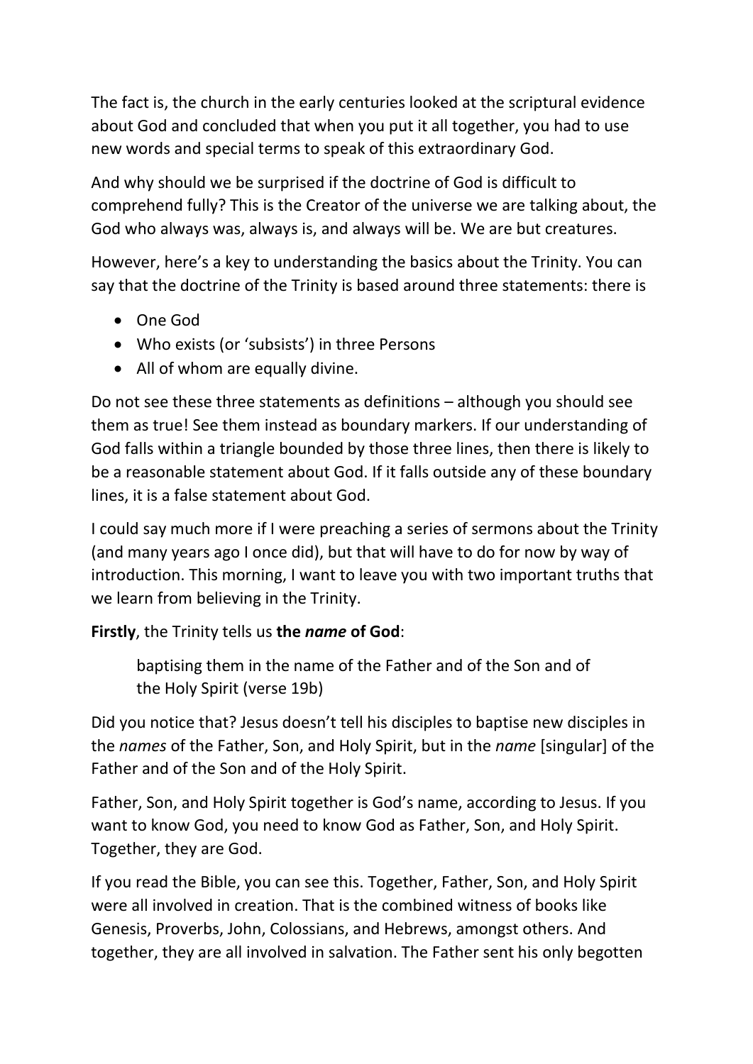The fact is, the church in the early centuries looked at the scriptural evidence about God and concluded that when you put it all together, you had to use new words and special terms to speak of this extraordinary God.

And why should we be surprised if the doctrine of God is difficult to comprehend fully? This is the Creator of the universe we are talking about, the God who always was, always is, and always will be. We are but creatures.

However, here's a key to understanding the basics about the Trinity. You can say that the doctrine of the Trinity is based around three statements: there is

- One God
- Who exists (or 'subsists') in three Persons
- All of whom are equally divine.

Do not see these three statements as definitions – although you should see them as true! See them instead as boundary markers. If our understanding of God falls within a triangle bounded by those three lines, then there is likely to be a reasonable statement about God. If it falls outside any of these boundary lines, it is a false statement about God.

I could say much more if I were preaching a series of sermons about the Trinity (and many years ago I once did), but that will have to do for now by way of introduction. This morning, I want to leave you with two important truths that we learn from believing in the Trinity.

**Firstly**, the Trinity tells us **the *name* of God**:

> baptising them in the name of the Father and of the Son and of the Holy Spirit (verse 19b)

Did you notice that? Jesus doesn't tell his disciples to baptise new disciples in the *names* of the Father, Son, and Holy Spirit, but in the *name* [singular] of the Father and of the Son and of the Holy Spirit.

Father, Son, and Holy Spirit together is God's name, according to Jesus. If you want to know God, you need to know God as Father, Son, and Holy Spirit. Together, they are God.

If you read the Bible, you can see this. Together, Father, Son, and Holy Spirit were all involved in creation. That is the combined witness of books like Genesis, Proverbs, John, Colossians, and Hebrews, amongst others. And together, they are all involved in salvation. The Father sent his only begotten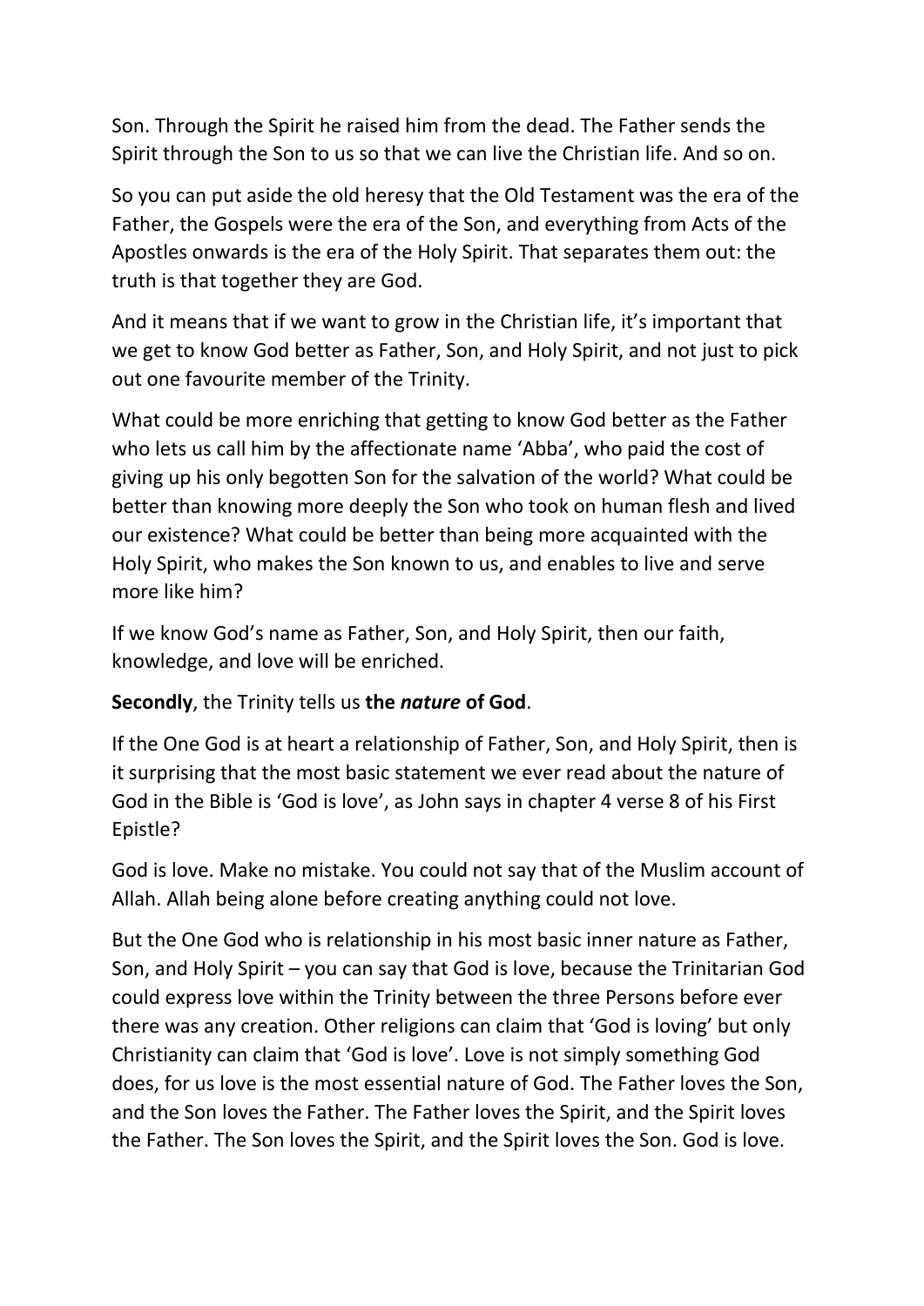Son. Through the Spirit he raised him from the dead. The Father sends the Spirit through the Son to us so that we can live the Christian life. And so on.

So you can put aside the old heresy that the Old Testament was the era of the Father, the Gospels were the era of the Son, and everything from Acts of the Apostles onwards is the era of the Holy Spirit. That separates them out: the truth is that together they are God.

And it means that if we want to grow in the Christian life, it's important that we get to know God better as Father, Son, and Holy Spirit, and not just to pick out one favourite member of the Trinity.

What could be more enriching that getting to know God better as the Father who lets us call him by the affectionate name 'Abba', who paid the cost of giving up his only begotten Son for the salvation of the world? What could be better than knowing more deeply the Son who took on human flesh and lived our existence? What could be better than being more acquainted with the Holy Spirit, who makes the Son known to us, and enables to live and serve more like him?

If we know God's name as Father, Son, and Holy Spirit, then our faith, knowledge, and love will be enriched.

**Secondly**, the Trinity tells us **the *nature* of God**.

If the One God is at heart a relationship of Father, Son, and Holy Spirit, then is it surprising that the most basic statement we ever read about the nature of God in the Bible is 'God is love', as John says in chapter 4 verse 8 of his First Epistle?

God is love. Make no mistake. You could not say that of the Muslim account of Allah. Allah being alone before creating anything could not love.

But the One God who is relationship in his most basic inner nature as Father, Son, and Holy Spirit – you can say that God is love, because the Trinitarian God could express love within the Trinity between the three Persons before ever there was any creation. Other religions can claim that 'God is loving' but only Christianity can claim that 'God is love'. Love is not simply something God does, for us love is the most essential nature of God. The Father loves the Son, and the Son loves the Father. The Father loves the Spirit, and the Spirit loves the Father. The Son loves the Spirit, and the Spirit loves the Son. God is love.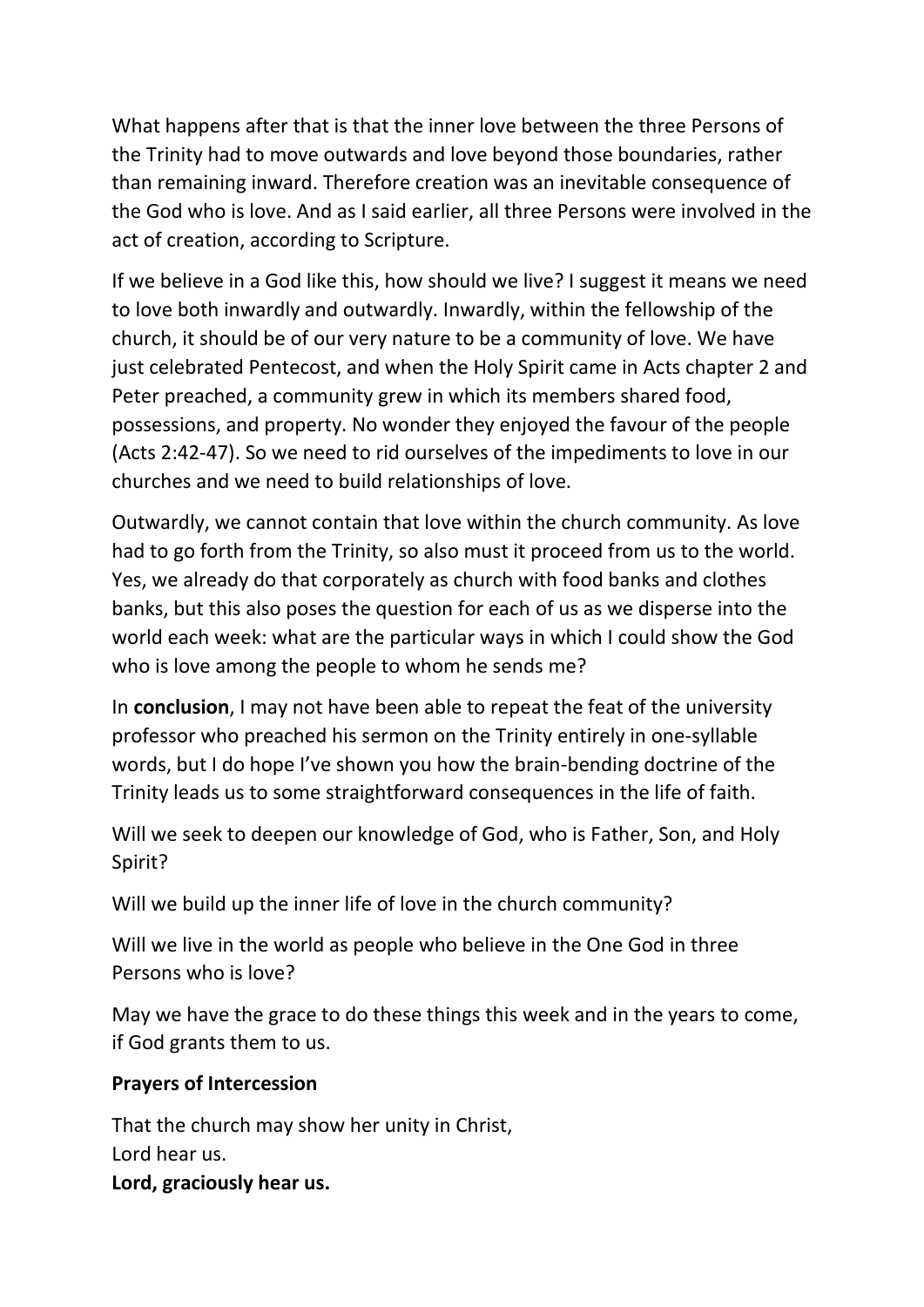What happens after that is that the inner love between the three Persons of the Trinity had to move outwards and love beyond those boundaries, rather than remaining inward. Therefore creation was an inevitable consequence of the God who is love. And as I said earlier, all three Persons were involved in the act of creation, according to Scripture.

If we believe in a God like this, how should we live? I suggest it means we need to love both inwardly and outwardly. Inwardly, within the fellowship of the church, it should be of our very nature to be a community of love. We have just celebrated Pentecost, and when the Holy Spirit came in Acts chapter 2 and Peter preached, a community grew in which its members shared food, possessions, and property. No wonder they enjoyed the favour of the people (Acts 2:42-47). So we need to rid ourselves of the impediments to love in our churches and we need to build relationships of love.

Outwardly, we cannot contain that love within the church community. As love had to go forth from the Trinity, so also must it proceed from us to the world. Yes, we already do that corporately as church with food banks and clothes banks, but this also poses the question for each of us as we disperse into the world each week: what are the particular ways in which I could show the God who is love among the people to whom he sends me?

In **conclusion**, I may not have been able to repeat the feat of the university professor who preached his sermon on the Trinity entirely in one-syllable words, but I do hope I've shown you how the brain-bending doctrine of the Trinity leads us to some straightforward consequences in the life of faith.

Will we seek to deepen our knowledge of God, who is Father, Son, and Holy Spirit?

Will we build up the inner life of love in the church community?

Will we live in the world as people who believe in the One God in three Persons who is love?

May we have the grace to do these things this week and in the years to come, if God grants them to us.

**Prayers of Intercession**

That the church may show her unity in Christ,
Lord hear us.
**Lord, graciously hear us.**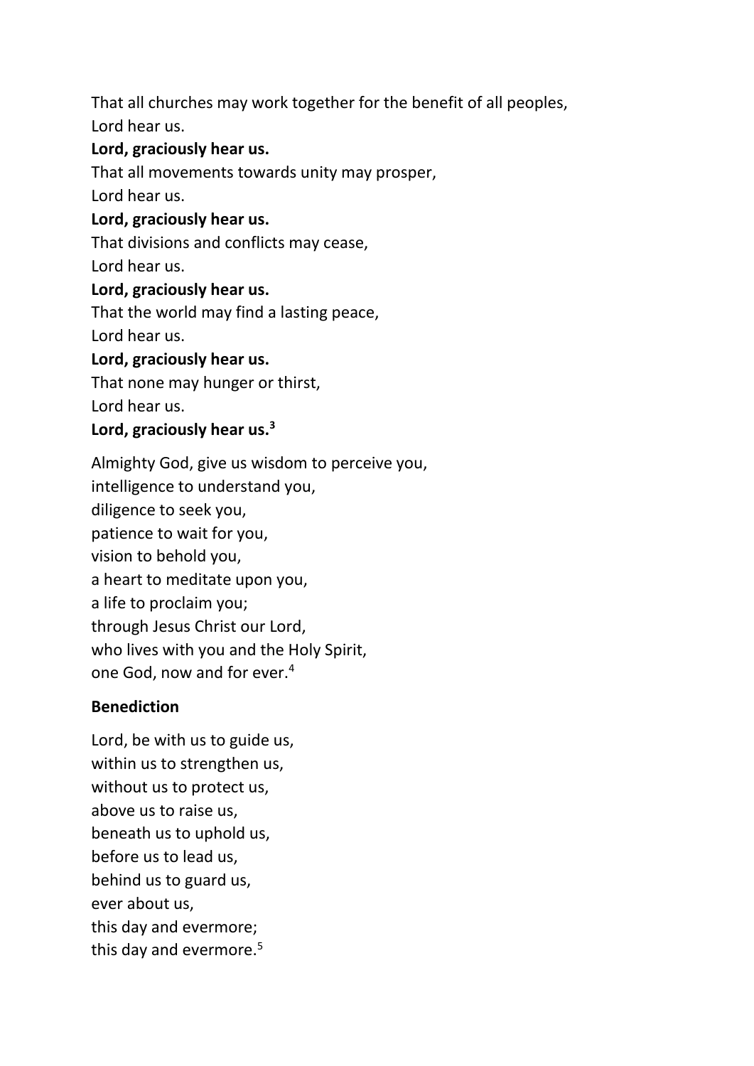That all churches may work together for the benefit of all peoples,  
Lord hear us.  
**Lord, graciously hear us.**  
That all movements towards unity may prosper,  
Lord hear us.  
**Lord, graciously hear us.**  
That divisions and conflicts may cease,  
Lord hear us.  
**Lord, graciously hear us.**  
That the world may find a lasting peace,  
Lord hear us.  
**Lord, graciously hear us.**  
That none may hunger or thirst,  
Lord hear us.  
**Lord, graciously hear us.**[3]

Almighty God, give us wisdom to perceive you,  
intelligence to understand you,  
diligence to seek you,  
patience to wait for you,  
vision to behold you,  
a heart to meditate upon you,  
a life to proclaim you;  
through Jesus Christ our Lord,  
who lives with you and the Holy Spirit,  
one God, now and for ever.[4]

**Benediction**

Lord, be with us to guide us,  
within us to strengthen us,  
without us to protect us,  
above us to raise us,  
beneath us to uphold us,  
before us to lead us,  
behind us to guard us,  
ever about us,  
this day and evermore;  
this day and evermore.[5]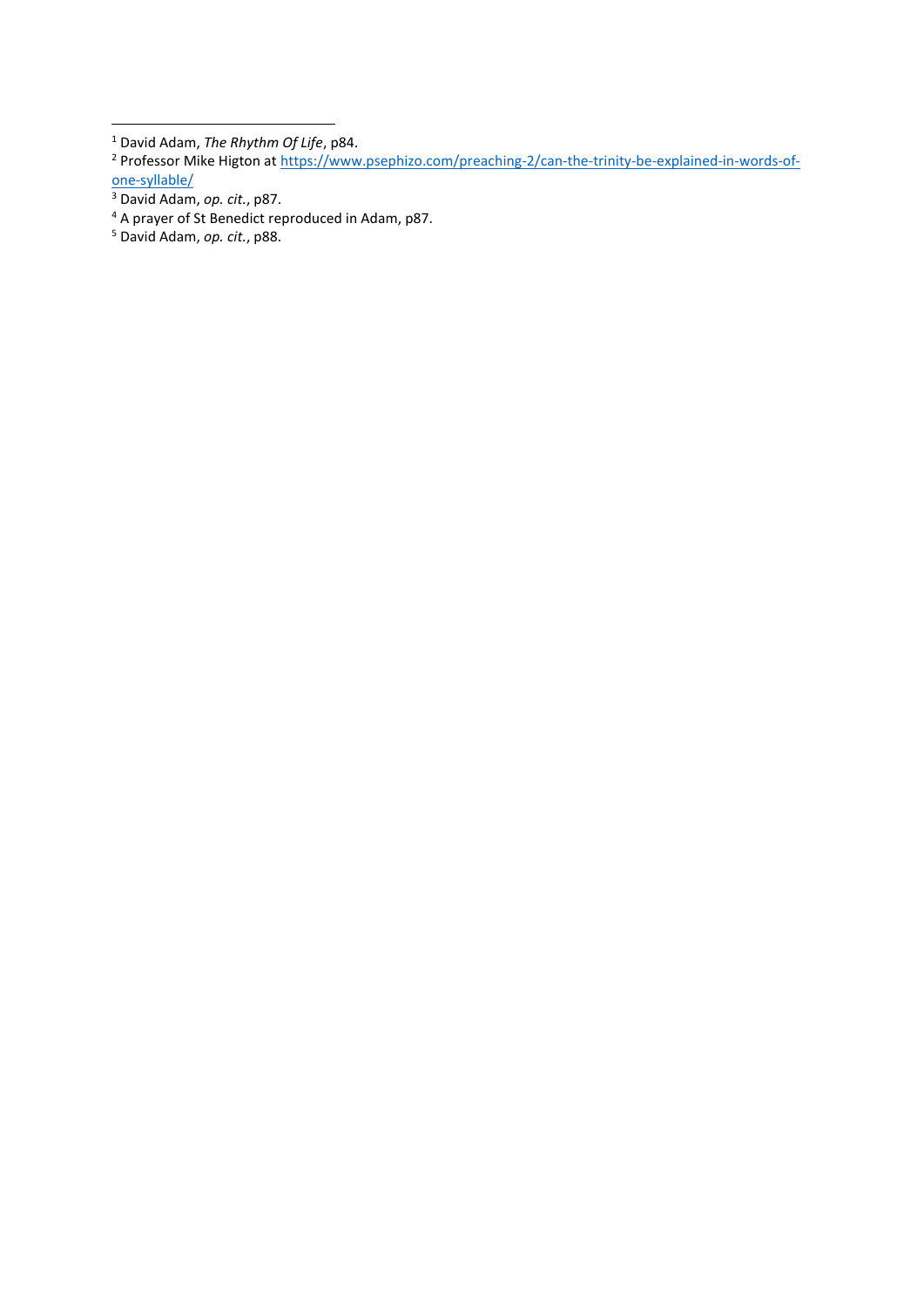[1] David Adam, *The Rhythm Of Life*, p84.

[2] Professor Mike Higton at [https://www.psephizo.com/preaching-2/can-the-trinity-be-explained-in-words-of-one-syllable/](https://www.psephizo.com/preaching-2/can-the-trinity-be-explained-in-words-of-one-syllable/)

[3] David Adam, *op. cit.*, p87.

[4] A prayer of St Benedict reproduced in Adam, p87.

[5] David Adam, *op. cit.*, p88.